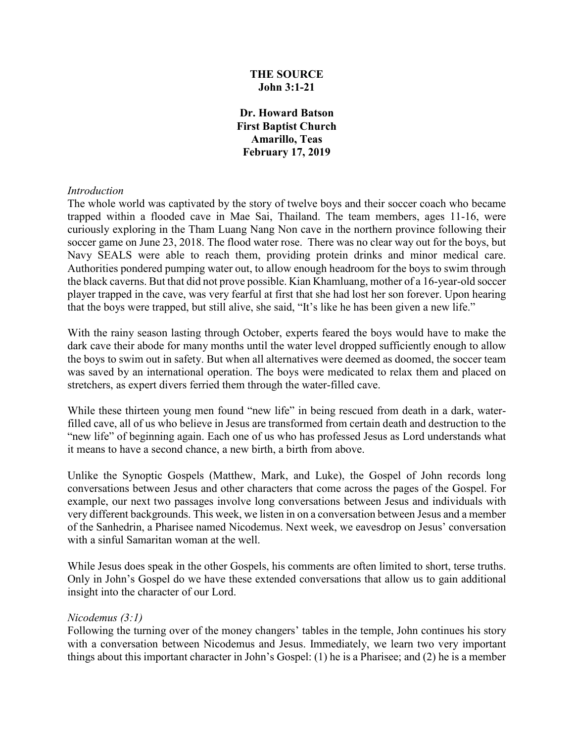**THE SOURCE**
**John 3:1-21**

**Dr. Howard Batson**
**First Baptist Church**
**Amarillo, Teas**
**February 17, 2019**

*Introduction*

The whole world was captivated by the story of twelve boys and their soccer coach who became trapped within a flooded cave in Mae Sai, Thailand. The team members, ages 11-16, were curiously exploring in the Tham Luang Nang Non cave in the northern province following their soccer game on June 23, 2018. The flood water rose. There was no clear way out for the boys, but Navy SEALS were able to reach them, providing protein drinks and minor medical care. Authorities pondered pumping water out, to allow enough headroom for the boys to swim through the black caverns. But that did not prove possible. Kian Khamluang, mother of a 16-year-old soccer player trapped in the cave, was very fearful at first that she had lost her son forever. Upon hearing that the boys were trapped, but still alive, she said, "It's like he has been given a new life."

With the rainy season lasting through October, experts feared the boys would have to make the dark cave their abode for many months until the water level dropped sufficiently enough to allow the boys to swim out in safety. But when all alternatives were deemed as doomed, the soccer team was saved by an international operation. The boys were medicated to relax them and placed on stretchers, as expert divers ferried them through the water-filled cave.

While these thirteen young men found "new life" in being rescued from death in a dark, water-filled cave, all of us who believe in Jesus are transformed from certain death and destruction to the "new life" of beginning again. Each one of us who has professed Jesus as Lord understands what it means to have a second chance, a new birth, a birth from above.

Unlike the Synoptic Gospels (Matthew, Mark, and Luke), the Gospel of John records long conversations between Jesus and other characters that come across the pages of the Gospel. For example, our next two passages involve long conversations between Jesus and individuals with very different backgrounds. This week, we listen in on a conversation between Jesus and a member of the Sanhedrin, a Pharisee named Nicodemus. Next week, we eavesdrop on Jesus' conversation with a sinful Samaritan woman at the well.

While Jesus does speak in the other Gospels, his comments are often limited to short, terse truths. Only in John's Gospel do we have these extended conversations that allow us to gain additional insight into the character of our Lord.

*Nicodemus (3:1)*

Following the turning over of the money changers' tables in the temple, John continues his story with a conversation between Nicodemus and Jesus. Immediately, we learn two very important things about this important character in John's Gospel: (1) he is a Pharisee; and (2) he is a member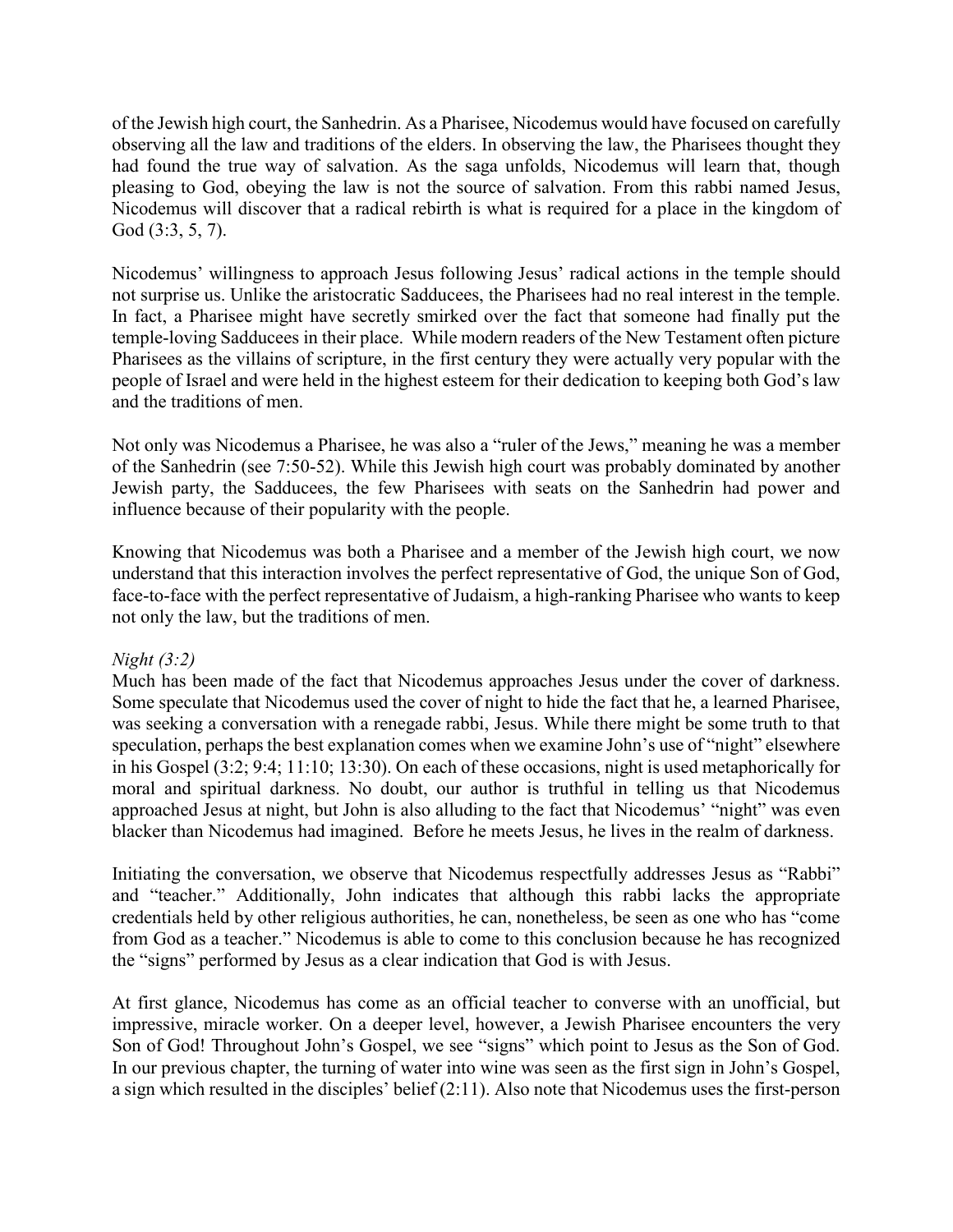of the Jewish high court, the Sanhedrin. As a Pharisee, Nicodemus would have focused on carefully observing all the law and traditions of the elders. In observing the law, the Pharisees thought they had found the true way of salvation. As the saga unfolds, Nicodemus will learn that, though pleasing to God, obeying the law is not the source of salvation. From this rabbi named Jesus, Nicodemus will discover that a radical rebirth is what is required for a place in the kingdom of God (3:3, 5, 7).

Nicodemus' willingness to approach Jesus following Jesus' radical actions in the temple should not surprise us. Unlike the aristocratic Sadducees, the Pharisees had no real interest in the temple. In fact, a Pharisee might have secretly smirked over the fact that someone had finally put the temple-loving Sadducees in their place. While modern readers of the New Testament often picture Pharisees as the villains of scripture, in the first century they were actually very popular with the people of Israel and were held in the highest esteem for their dedication to keeping both God's law and the traditions of men.

Not only was Nicodemus a Pharisee, he was also a "ruler of the Jews," meaning he was a member of the Sanhedrin (see 7:50-52). While this Jewish high court was probably dominated by another Jewish party, the Sadducees, the few Pharisees with seats on the Sanhedrin had power and influence because of their popularity with the people.

Knowing that Nicodemus was both a Pharisee and a member of the Jewish high court, we now understand that this interaction involves the perfect representative of God, the unique Son of God, face-to-face with the perfect representative of Judaism, a high-ranking Pharisee who wants to keep not only the law, but the traditions of men.

*Night (3:2)*

Much has been made of the fact that Nicodemus approaches Jesus under the cover of darkness. Some speculate that Nicodemus used the cover of night to hide the fact that he, a learned Pharisee, was seeking a conversation with a renegade rabbi, Jesus. While there might be some truth to that speculation, perhaps the best explanation comes when we examine John's use of "night" elsewhere in his Gospel (3:2; 9:4; 11:10; 13:30). On each of these occasions, night is used metaphorically for moral and spiritual darkness. No doubt, our author is truthful in telling us that Nicodemus approached Jesus at night, but John is also alluding to the fact that Nicodemus' "night" was even blacker than Nicodemus had imagined. Before he meets Jesus, he lives in the realm of darkness.

Initiating the conversation, we observe that Nicodemus respectfully addresses Jesus as "Rabbi" and "teacher." Additionally, John indicates that although this rabbi lacks the appropriate credentials held by other religious authorities, he can, nonetheless, be seen as one who has "come from God as a teacher." Nicodemus is able to come to this conclusion because he has recognized the "signs" performed by Jesus as a clear indication that God is with Jesus.

At first glance, Nicodemus has come as an official teacher to converse with an unofficial, but impressive, miracle worker. On a deeper level, however, a Jewish Pharisee encounters the very Son of God! Throughout John's Gospel, we see "signs" which point to Jesus as the Son of God. In our previous chapter, the turning of water into wine was seen as the first sign in John's Gospel, a sign which resulted in the disciples' belief (2:11). Also note that Nicodemus uses the first-person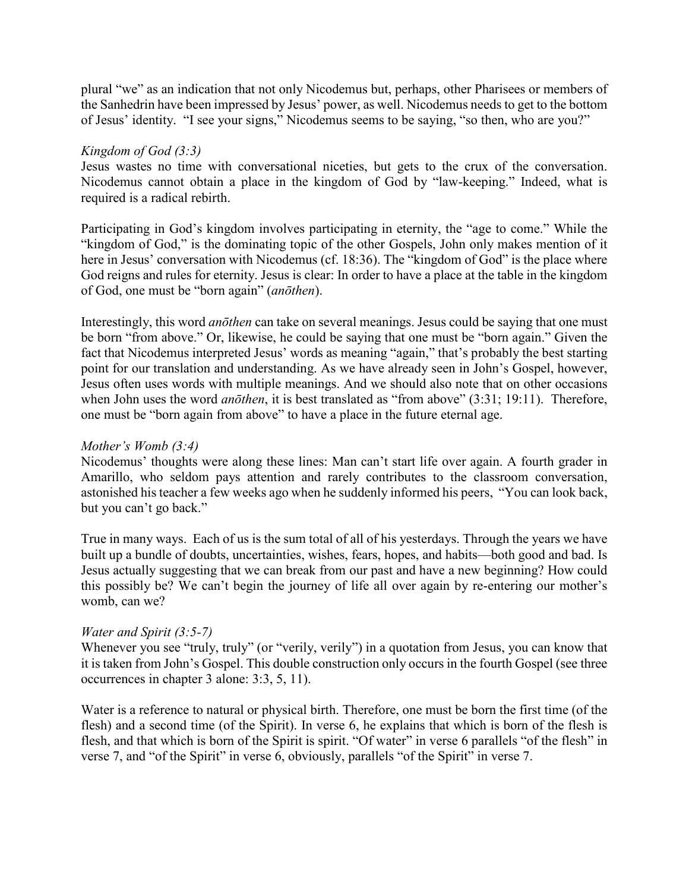plural "we" as an indication that not only Nicodemus but, perhaps, other Pharisees or members of the Sanhedrin have been impressed by Jesus' power, as well. Nicodemus needs to get to the bottom of Jesus' identity. "I see your signs," Nicodemus seems to be saying, "so then, who are you?"

*Kingdom of God (3:3)*

Jesus wastes no time with conversational niceties, but gets to the crux of the conversation. Nicodemus cannot obtain a place in the kingdom of God by "law-keeping." Indeed, what is required is a radical rebirth.

Participating in God's kingdom involves participating in eternity, the "age to come." While the "kingdom of God," is the dominating topic of the other Gospels, John only makes mention of it here in Jesus' conversation with Nicodemus (cf. 18:36). The "kingdom of God" is the place where God reigns and rules for eternity. Jesus is clear: In order to have a place at the table in the kingdom of God, one must be "born again" (*anōthen*).

Interestingly, this word *anōthen* can take on several meanings. Jesus could be saying that one must be born "from above." Or, likewise, he could be saying that one must be "born again." Given the fact that Nicodemus interpreted Jesus' words as meaning "again," that's probably the best starting point for our translation and understanding. As we have already seen in John's Gospel, however, Jesus often uses words with multiple meanings. And we should also note that on other occasions when John uses the word *anōthen*, it is best translated as "from above" (3:31; 19:11). Therefore, one must be "born again from above" to have a place in the future eternal age.

*Mother's Womb (3:4)*

Nicodemus' thoughts were along these lines: Man can't start life over again. A fourth grader in Amarillo, who seldom pays attention and rarely contributes to the classroom conversation, astonished his teacher a few weeks ago when he suddenly informed his peers, "You can look back, but you can't go back."

True in many ways. Each of us is the sum total of all of his yesterdays. Through the years we have built up a bundle of doubts, uncertainties, wishes, fears, hopes, and habits—both good and bad. Is Jesus actually suggesting that we can break from our past and have a new beginning? How could this possibly be? We can't begin the journey of life all over again by re-entering our mother's womb, can we?

*Water and Spirit (3:5-7)*

Whenever you see "truly, truly" (or "verily, verily") in a quotation from Jesus, you can know that it is taken from John's Gospel. This double construction only occurs in the fourth Gospel (see three occurrences in chapter 3 alone: 3:3, 5, 11).

Water is a reference to natural or physical birth. Therefore, one must be born the first time (of the flesh) and a second time (of the Spirit). In verse 6, he explains that which is born of the flesh is flesh, and that which is born of the Spirit is spirit. "Of water" in verse 6 parallels "of the flesh" in verse 7, and "of the Spirit" in verse 6, obviously, parallels "of the Spirit" in verse 7.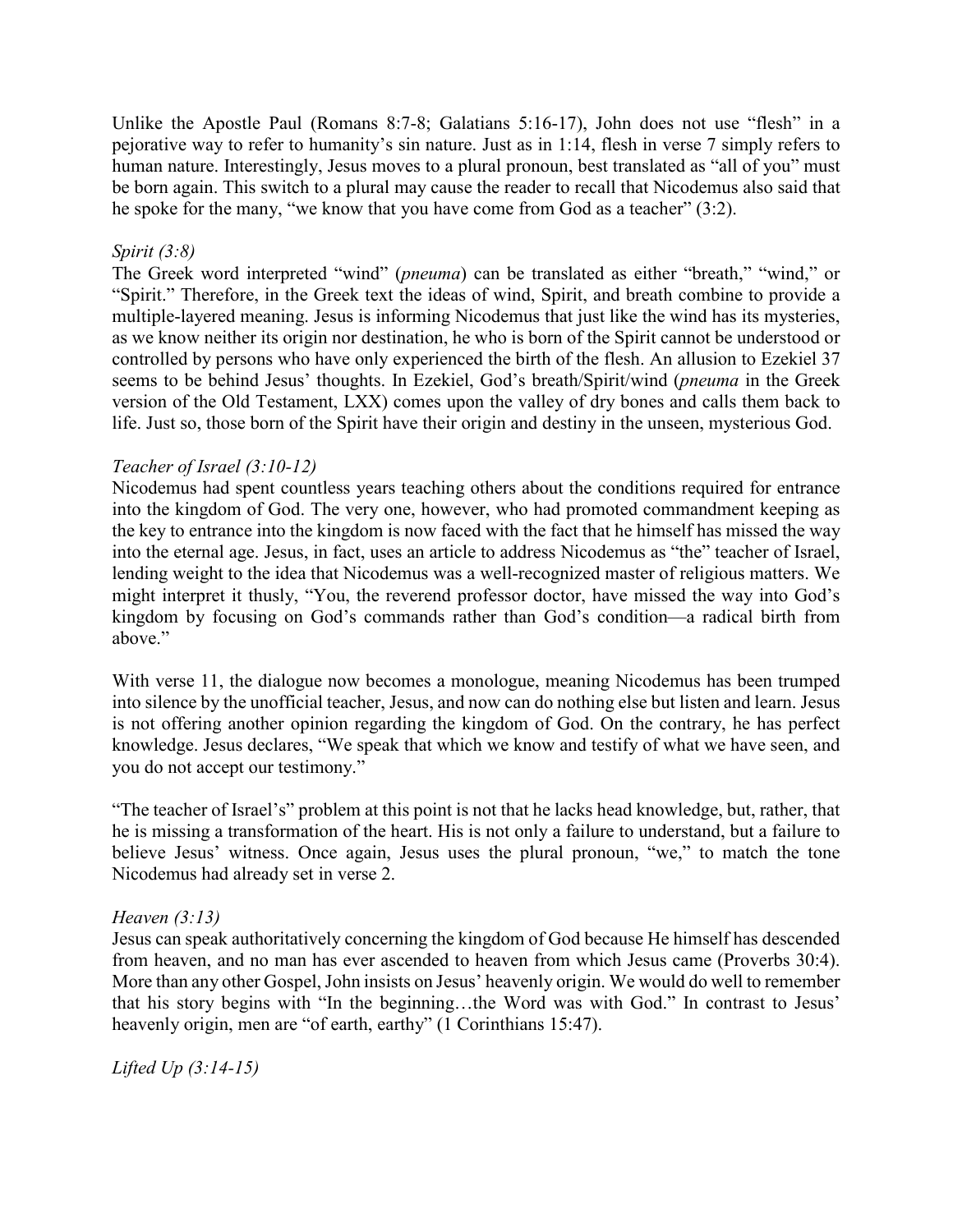Unlike the Apostle Paul (Romans 8:7-8; Galatians 5:16-17), John does not use "flesh" in a pejorative way to refer to humanity's sin nature. Just as in 1:14, flesh in verse 7 simply refers to human nature. Interestingly, Jesus moves to a plural pronoun, best translated as "all of you" must be born again. This switch to a plural may cause the reader to recall that Nicodemus also said that he spoke for the many, "we know that you have come from God as a teacher" (3:2).

*Spirit (3:8)*

The Greek word interpreted "wind" (*pneuma*) can be translated as either "breath," "wind," or "Spirit." Therefore, in the Greek text the ideas of wind, Spirit, and breath combine to provide a multiple-layered meaning. Jesus is informing Nicodemus that just like the wind has its mysteries, as we know neither its origin nor destination, he who is born of the Spirit cannot be understood or controlled by persons who have only experienced the birth of the flesh. An allusion to Ezekiel 37 seems to be behind Jesus' thoughts. In Ezekiel, God's breath/Spirit/wind (*pneuma* in the Greek version of the Old Testament, LXX) comes upon the valley of dry bones and calls them back to life. Just so, those born of the Spirit have their origin and destiny in the unseen, mysterious God.

*Teacher of Israel (3:10-12)*

Nicodemus had spent countless years teaching others about the conditions required for entrance into the kingdom of God. The very one, however, who had promoted commandment keeping as the key to entrance into the kingdom is now faced with the fact that he himself has missed the way into the eternal age. Jesus, in fact, uses an article to address Nicodemus as "the" teacher of Israel, lending weight to the idea that Nicodemus was a well-recognized master of religious matters. We might interpret it thusly, "You, the reverend professor doctor, have missed the way into God's kingdom by focusing on God's commands rather than God's condition—a radical birth from above."

With verse 11, the dialogue now becomes a monologue, meaning Nicodemus has been trumped into silence by the unofficial teacher, Jesus, and now can do nothing else but listen and learn. Jesus is not offering another opinion regarding the kingdom of God. On the contrary, he has perfect knowledge. Jesus declares, "We speak that which we know and testify of what we have seen, and you do not accept our testimony."

"The teacher of Israel's" problem at this point is not that he lacks head knowledge, but, rather, that he is missing a transformation of the heart. His is not only a failure to understand, but a failure to believe Jesus' witness. Once again, Jesus uses the plural pronoun, "we," to match the tone Nicodemus had already set in verse 2.

*Heaven (3:13)*

Jesus can speak authoritatively concerning the kingdom of God because He himself has descended from heaven, and no man has ever ascended to heaven from which Jesus came (Proverbs 30:4). More than any other Gospel, John insists on Jesus' heavenly origin. We would do well to remember that his story begins with "In the beginning…the Word was with God." In contrast to Jesus' heavenly origin, men are "of earth, earthy" (1 Corinthians 15:47).

*Lifted Up (3:14-15)*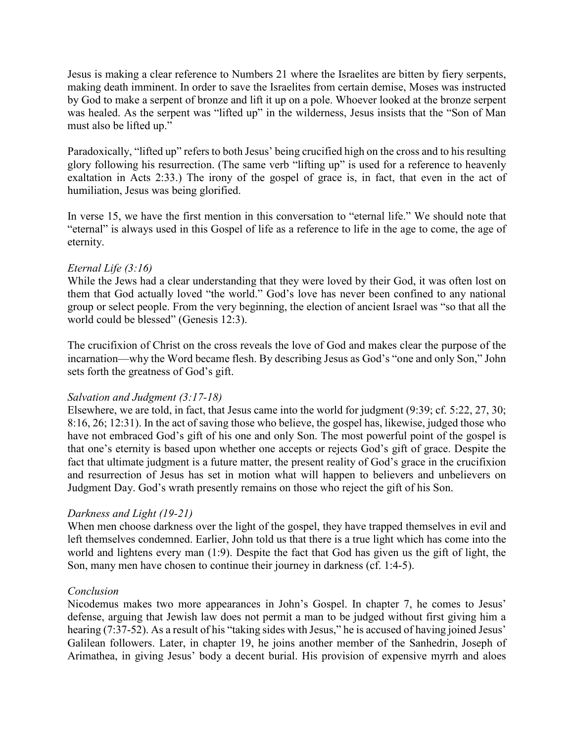Jesus is making a clear reference to Numbers 21 where the Israelites are bitten by fiery serpents, making death imminent. In order to save the Israelites from certain demise, Moses was instructed by God to make a serpent of bronze and lift it up on a pole. Whoever looked at the bronze serpent was healed. As the serpent was "lifted up" in the wilderness, Jesus insists that the "Son of Man must also be lifted up."

Paradoxically, "lifted up" refers to both Jesus' being crucified high on the cross and to his resulting glory following his resurrection. (The same verb "lifting up" is used for a reference to heavenly exaltation in Acts 2:33.) The irony of the gospel of grace is, in fact, that even in the act of humiliation, Jesus was being glorified.

In verse 15, we have the first mention in this conversation to "eternal life." We should note that "eternal" is always used in this Gospel of life as a reference to life in the age to come, the age of eternity.

*Eternal Life (3:16)*
While the Jews had a clear understanding that they were loved by their God, it was often lost on them that God actually loved "the world." God's love has never been confined to any national group or select people. From the very beginning, the election of ancient Israel was "so that all the world could be blessed" (Genesis 12:3).

The crucifixion of Christ on the cross reveals the love of God and makes clear the purpose of the incarnation—why the Word became flesh. By describing Jesus as God's "one and only Son," John sets forth the greatness of God's gift.

*Salvation and Judgment (3:17-18)*
Elsewhere, we are told, in fact, that Jesus came into the world for judgment (9:39; cf. 5:22, 27, 30; 8:16, 26; 12:31). In the act of saving those who believe, the gospel has, likewise, judged those who have not embraced God's gift of his one and only Son. The most powerful point of the gospel is that one's eternity is based upon whether one accepts or rejects God's gift of grace. Despite the fact that ultimate judgment is a future matter, the present reality of God's grace in the crucifixion and resurrection of Jesus has set in motion what will happen to believers and unbelievers on Judgment Day. God's wrath presently remains on those who reject the gift of his Son.

*Darkness and Light (19-21)*
When men choose darkness over the light of the gospel, they have trapped themselves in evil and left themselves condemned. Earlier, John told us that there is a true light which has come into the world and lightens every man (1:9). Despite the fact that God has given us the gift of light, the Son, many men have chosen to continue their journey in darkness (cf. 1:4-5).

*Conclusion*
Nicodemus makes two more appearances in John's Gospel. In chapter 7, he comes to Jesus' defense, arguing that Jewish law does not permit a man to be judged without first giving him a hearing (7:37-52). As a result of his "taking sides with Jesus," he is accused of having joined Jesus' Galilean followers. Later, in chapter 19, he joins another member of the Sanhedrin, Joseph of Arimathea, in giving Jesus' body a decent burial. His provision of expensive myrrh and aloes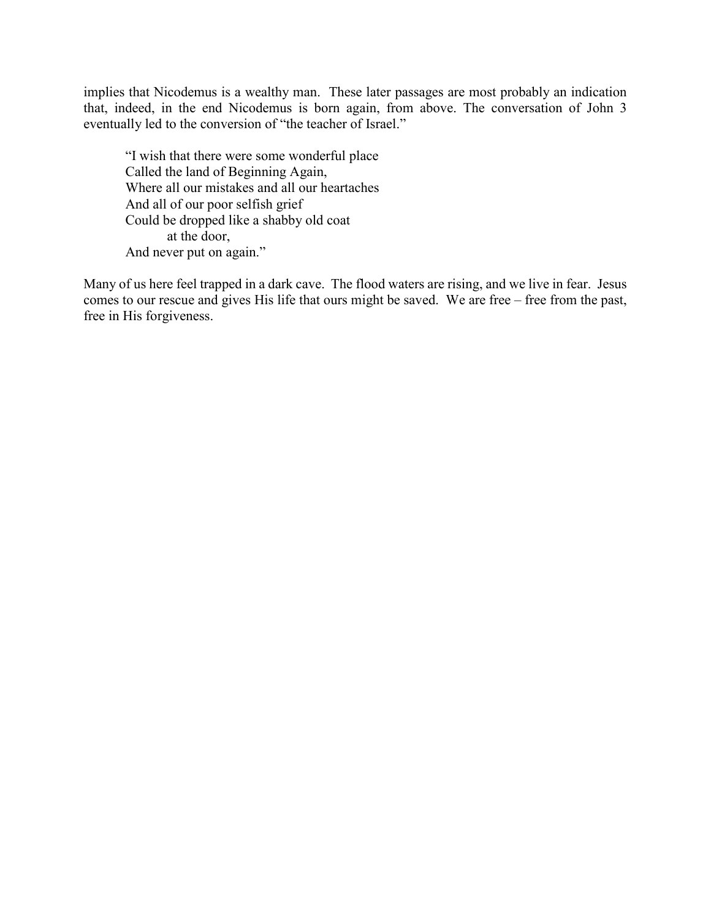implies that Nicodemus is a wealthy man. These later passages are most probably an indication that, indeed, in the end Nicodemus is born again, from above. The conversation of John 3 eventually led to the conversion of "the teacher of Israel."

> "I wish that there were some wonderful place
> Called the land of Beginning Again,
> Where all our mistakes and all our heartaches
> And all of our poor selfish grief
> Could be dropped like a shabby old coat
> at the door,
> And never put on again."

Many of us here feel trapped in a dark cave. The flood waters are rising, and we live in fear. Jesus comes to our rescue and gives His life that ours might be saved. We are free – free from the past, free in His forgiveness.